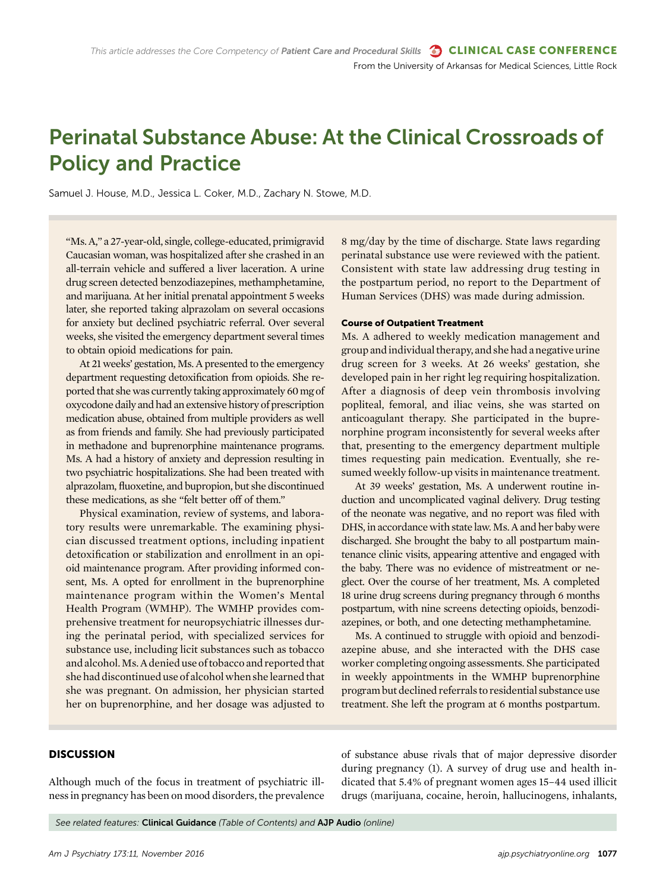This article addresses the Core Competency of ***Patient Care and Procedural Skills*** **CLINICAL CASE CONFERENCE**

From the University of Arkansas for Medical Sciences, Little Rock

# Perinatal Substance Abuse: At the Clinical Crossroads of Policy and Practice

Samuel J. House, M.D., Jessica L. Coker, M.D., Zachary N. Stowe, M.D.

"Ms. A," a 27-year-old, single, college-educated, primigravid Caucasian woman, was hospitalized after she crashed in an all-terrain vehicle and suffered a liver laceration. A urine drug screen detected benzodiazepines, methamphetamine, and marijuana. At her initial prenatal appointment 5 weeks later, she reported taking alprazolam on several occasions for anxiety but declined psychiatric referral. Over several weeks, she visited the emergency department several times to obtain opioid medications for pain.

At 21 weeks' gestation, Ms. A presented to the emergency department requesting detoxification from opioids. She reported that she was currently taking approximately 60 mg of oxycodone daily and had an extensive history of prescription medication abuse, obtained from multiple providers as well as from friends and family. She had previously participated in methadone and buprenorphine maintenance programs. Ms. A had a history of anxiety and depression resulting in two psychiatric hospitalizations. She had been treated with alprazolam, fluoxetine, and bupropion, but she discontinued these medications, as she "felt better off of them."

Physical examination, review of systems, and laboratory results were unremarkable. The examining physician discussed treatment options, including inpatient detoxification or stabilization and enrollment in an opioid maintenance program. After providing informed consent, Ms. A opted for enrollment in the buprenorphine maintenance program within the Women's Mental Health Program (WMHP). The WMHP provides comprehensive treatment for neuropsychiatric illnesses during the perinatal period, with specialized services for substance use, including licit substances such as tobacco and alcohol. Ms. A denied use of tobacco and reported that she had discontinued use of alcohol when she learned that she was pregnant. On admission, her physician started her on buprenorphine, and her dosage was adjusted to 8 mg/day by the time of discharge. State laws regarding perinatal substance use were reviewed with the patient. Consistent with state law addressing drug testing in the postpartum period, no report to the Department of Human Services (DHS) was made during admission.

#### Course of Outpatient Treatment

Ms. A adhered to weekly medication management and group and individual therapy, and she had a negative urine drug screen for 3 weeks. At 26 weeks' gestation, she developed pain in her right leg requiring hospitalization. After a diagnosis of deep vein thrombosis involving popliteal, femoral, and iliac veins, she was started on anticoagulant therapy. She participated in the buprenorphine program inconsistently for several weeks after that, presenting to the emergency department multiple times requesting pain medication. Eventually, she resumed weekly follow-up visits in maintenance treatment.

At 39 weeks' gestation, Ms. A underwent routine induction and uncomplicated vaginal delivery. Drug testing of the neonate was negative, and no report was filed with DHS, in accordance with state law. Ms. A and her baby were discharged. She brought the baby to all postpartum maintenance clinic visits, appearing attentive and engaged with the baby. There was no evidence of mistreatment or neglect. Over the course of her treatment, Ms. A completed 18 urine drug screens during pregnancy through 6 months postpartum, with nine screens detecting opioids, benzodiazepines, or both, and one detecting methamphetamine.

Ms. A continued to struggle with opioid and benzodiazepine abuse, and she interacted with the DHS case worker completing ongoing assessments. She participated in weekly appointments in the WMHP buprenorphine program but declined referrals to residential substance use treatment. She left the program at 6 months postpartum.

## DISCUSSION

Although much of the focus in treatment of psychiatric illness in pregnancy has been on mood disorders, the prevalence of substance abuse rivals that of major depressive disorder during pregnancy (1). A survey of drug use and health indicated that 5.4% of pregnant women ages 15–44 used illicit drugs (marijuana, cocaine, heroin, hallucinogens, inhalants,

*See related features:* **Clinical Guidance** *(Table of Contents) and* **AJP Audio** *(online)*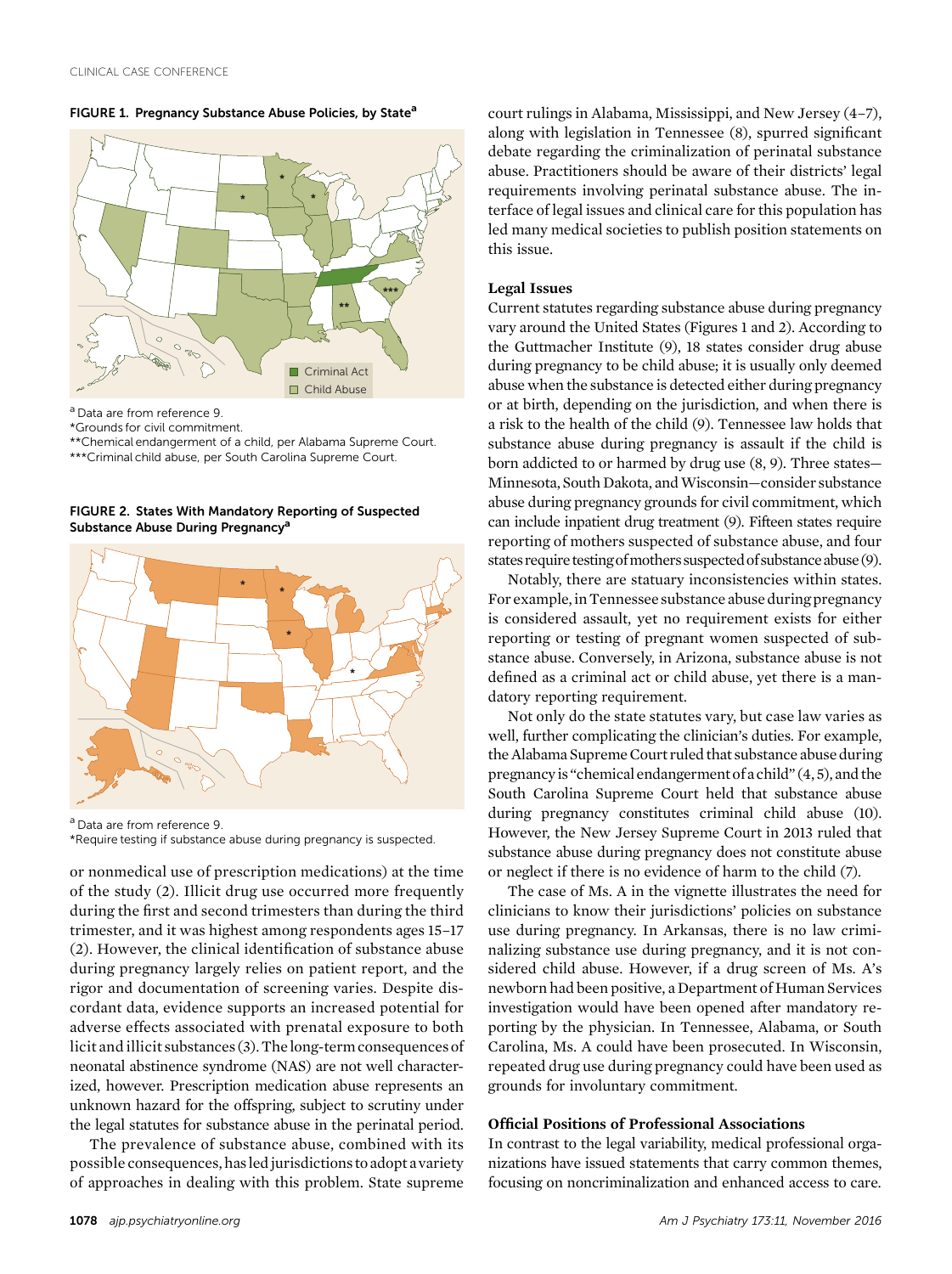**FIGURE 1. Pregnancy Substance Abuse Policies, by State[a]**

Criminal Act

Child Abuse

[a] Data are from reference 9.
*Grounds for civil commitment.
**Chemical endangerment of a child, per Alabama Supreme Court.
***Criminal child abuse, per South Carolina Supreme Court.

**FIGURE 2. States With Mandatory Reporting of Suspected Substance Abuse During Pregnancy[a]**

[a] Data are from reference 9.
*Require testing if substance abuse during pregnancy is suspected.

or nonmedical use of prescription medications) at the time of the study (2). Illicit drug use occurred more frequently during the first and second trimesters than during the third trimester, and it was highest among respondents ages 15–17 (2). However, the clinical identification of substance abuse during pregnancy largely relies on patient report, and the rigor and documentation of screening varies. Despite discordant data, evidence supports an increased potential for adverse effects associated with prenatal exposure to both licit and illicit substances (3). The long-term consequences of neonatal abstinence syndrome (NAS) are not well characterized, however. Prescription medication abuse represents an unknown hazard for the offspring, subject to scrutiny under the legal statutes for substance abuse in the perinatal period.

The prevalence of substance abuse, combined with its possible consequences, has led jurisdictions to adopt a variety of approaches in dealing with this problem. State supreme court rulings in Alabama, Mississippi, and New Jersey (4–7), along with legislation in Tennessee (8), spurred significant debate regarding the criminalization of perinatal substance abuse. Practitioners should be aware of their districts' legal requirements involving perinatal substance abuse. The interface of legal issues and clinical care for this population has led many medical societies to publish position statements on this issue.

## Legal Issues

Current statutes regarding substance abuse during pregnancy vary around the United States (Figures 1 and 2). According to the Guttmacher Institute (9), 18 states consider drug abuse during pregnancy to be child abuse; it is usually only deemed abuse when the substance is detected either during pregnancy or at birth, depending on the jurisdiction, and when there is a risk to the health of the child (9). Tennessee law holds that substance abuse during pregnancy is assault if the child is born addicted to or harmed by drug use (8, 9). Three states—Minnesota, South Dakota, and Wisconsin—consider substance abuse during pregnancy grounds for civil commitment, which can include inpatient drug treatment (9). Fifteen states require reporting of mothers suspected of substance abuse, and four states require testing of mothers suspected of substance abuse (9).

Notably, there are statuary inconsistencies within states. For example, in Tennessee substance abuse during pregnancy is considered assault, yet no requirement exists for either reporting or testing of pregnant women suspected of substance abuse. Conversely, in Arizona, substance abuse is not defined as a criminal act or child abuse, yet there is a mandatory reporting requirement.

Not only do the state statutes vary, but case law varies as well, further complicating the clinician's duties. For example, the Alabama Supreme Court ruled that substance abuse during pregnancy is "chemical endangerment of a child" (4, 5), and the South Carolina Supreme Court held that substance abuse during pregnancy constitutes criminal child abuse (10). However, the New Jersey Supreme Court in 2013 ruled that substance abuse during pregnancy does not constitute abuse or neglect if there is no evidence of harm to the child (7).

The case of Ms. A in the vignette illustrates the need for clinicians to know their jurisdictions' policies on substance use during pregnancy. In Arkansas, there is no law criminalizing substance use during pregnancy, and it is not considered child abuse. However, if a drug screen of Ms. A's newborn had been positive, a Department of Human Services investigation would have been opened after mandatory reporting by the physician. In Tennessee, Alabama, or South Carolina, Ms. A could have been prosecuted. In Wisconsin, repeated drug use during pregnancy could have been used as grounds for involuntary commitment.

## Official Positions of Professional Associations

In contrast to the legal variability, medical professional organizations have issued statements that carry common themes, focusing on noncriminalization and enhanced access to care.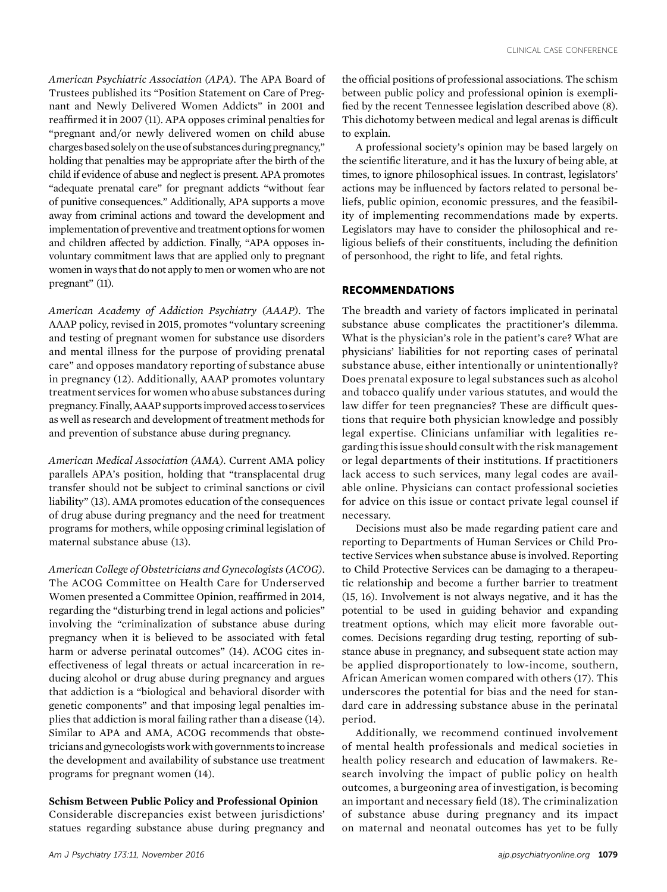*American Psychiatric Association (APA).* The APA Board of Trustees published its "Position Statement on Care of Pregnant and Newly Delivered Women Addicts" in 2001 and reaffirmed it in 2007 (11). APA opposes criminal penalties for "pregnant and/or newly delivered women on child abuse charges based solely on the use of substances during pregnancy," holding that penalties may be appropriate after the birth of the child if evidence of abuse and neglect is present. APA promotes "adequate prenatal care" for pregnant addicts "without fear of punitive consequences." Additionally, APA supports a move away from criminal actions and toward the development and implementation of preventive and treatment options for women and children affected by addiction. Finally, "APA opposes involuntary commitment laws that are applied only to pregnant women in ways that do not apply to men or women who are not pregnant" (11).

*American Academy of Addiction Psychiatry (AAAP).* The AAAP policy, revised in 2015, promotes "voluntary screening and testing of pregnant women for substance use disorders and mental illness for the purpose of providing prenatal care" and opposes mandatory reporting of substance abuse in pregnancy (12). Additionally, AAAP promotes voluntary treatment services for women who abuse substances during pregnancy. Finally, AAAP supports improved access to services as well as research and development of treatment methods for and prevention of substance abuse during pregnancy.

*American Medical Association (AMA).* Current AMA policy parallels APA's position, holding that "transplacental drug transfer should not be subject to criminal sanctions or civil liability" (13). AMA promotes education of the consequences of drug abuse during pregnancy and the need for treatment programs for mothers, while opposing criminal legislation of maternal substance abuse (13).

*American College of Obstetricians and Gynecologists (ACOG).* The ACOG Committee on Health Care for Underserved Women presented a Committee Opinion, reaffirmed in 2014, regarding the "disturbing trend in legal actions and policies" involving the "criminalization of substance abuse during pregnancy when it is believed to be associated with fetal harm or adverse perinatal outcomes" (14). ACOG cites ineffectiveness of legal threats or actual incarceration in reducing alcohol or drug abuse during pregnancy and argues that addiction is a "biological and behavioral disorder with genetic components" and that imposing legal penalties implies that addiction is moral failing rather than a disease (14). Similar to APA and AMA, ACOG recommends that obstetricians and gynecologists work with governments to increase the development and availability of substance use treatment programs for pregnant women (14).

### Schism Between Public Policy and Professional Opinion

Considerable discrepancies exist between jurisdictions' statues regarding substance abuse during pregnancy and the official positions of professional associations. The schism between public policy and professional opinion is exemplified by the recent Tennessee legislation described above (8). This dichotomy between medical and legal arenas is difficult to explain.

A professional society's opinion may be based largely on the scientific literature, and it has the luxury of being able, at times, to ignore philosophical issues. In contrast, legislators' actions may be influenced by factors related to personal beliefs, public opinion, economic pressures, and the feasibility of implementing recommendations made by experts. Legislators may have to consider the philosophical and religious beliefs of their constituents, including the definition of personhood, the right to life, and fetal rights.

## RECOMMENDATIONS

The breadth and variety of factors implicated in perinatal substance abuse complicates the practitioner's dilemma. What is the physician's role in the patient's care? What are physicians' liabilities for not reporting cases of perinatal substance abuse, either intentionally or unintentionally? Does prenatal exposure to legal substances such as alcohol and tobacco qualify under various statutes, and would the law differ for teen pregnancies? These are difficult questions that require both physician knowledge and possibly legal expertise. Clinicians unfamiliar with legalities regarding this issue should consult with the risk management or legal departments of their institutions. If practitioners lack access to such services, many legal codes are available online. Physicians can contact professional societies for advice on this issue or contact private legal counsel if necessary.

Decisions must also be made regarding patient care and reporting to Departments of Human Services or Child Protective Services when substance abuse is involved. Reporting to Child Protective Services can be damaging to a therapeutic relationship and become a further barrier to treatment (15, 16). Involvement is not always negative, and it has the potential to be used in guiding behavior and expanding treatment options, which may elicit more favorable outcomes. Decisions regarding drug testing, reporting of substance abuse in pregnancy, and subsequent state action may be applied disproportionately to low-income, southern, African American women compared with others (17). This underscores the potential for bias and the need for standard care in addressing substance abuse in the perinatal period.

Additionally, we recommend continued involvement of mental health professionals and medical societies in health policy research and education of lawmakers. Research involving the impact of public policy on health outcomes, a burgeoning area of investigation, is becoming an important and necessary field (18). The criminalization of substance abuse during pregnancy and its impact on maternal and neonatal outcomes has yet to be fully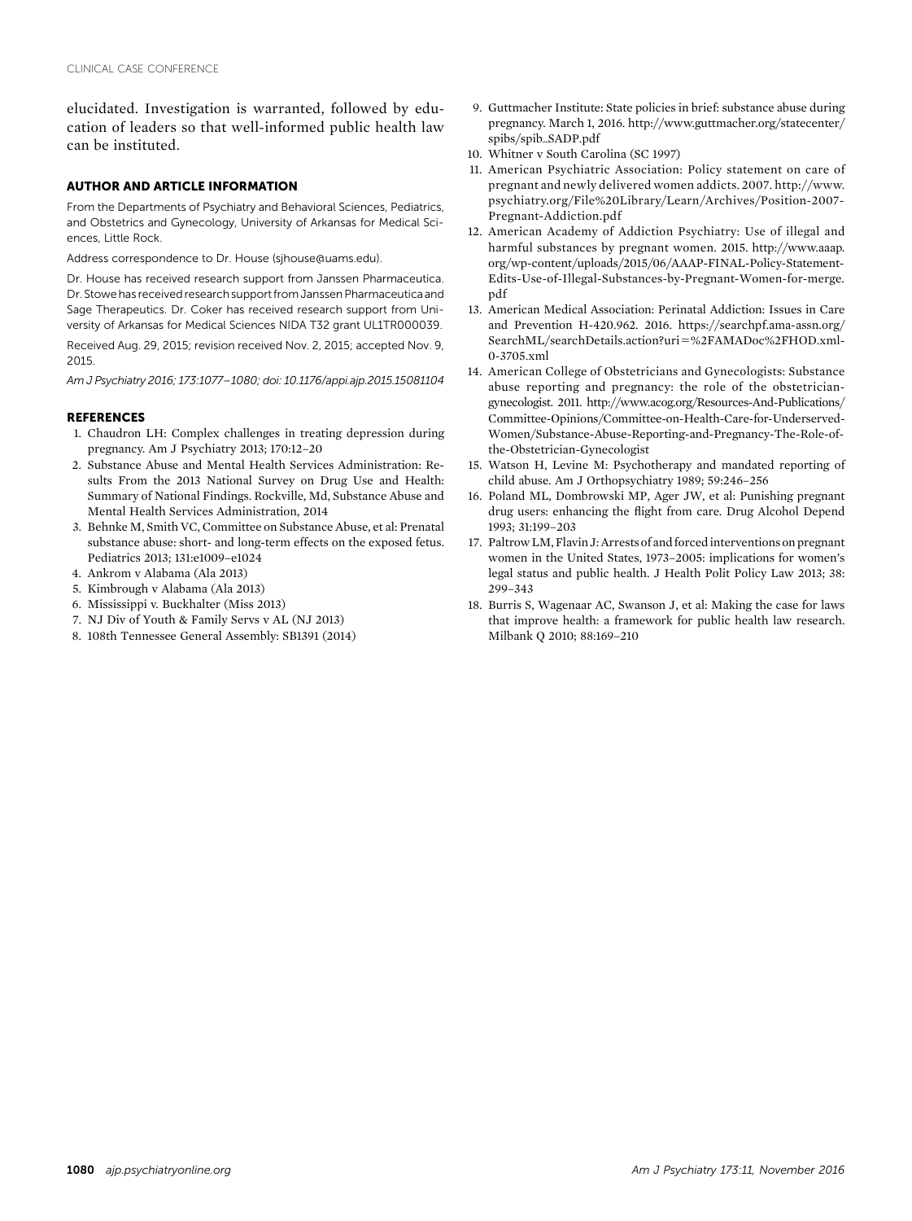elucidated. Investigation is warranted, followed by education of leaders so that well-informed public health law can be instituted.

### AUTHOR AND ARTICLE INFORMATION

From the Departments of Psychiatry and Behavioral Sciences, Pediatrics, and Obstetrics and Gynecology, University of Arkansas for Medical Sciences, Little Rock.

Address correspondence to Dr. House (sjhouse@uams.edu).

Dr. House has received research support from Janssen Pharmaceutica. Dr. Stowe has received research support from Janssen Pharmaceutica and Sage Therapeutics. Dr. Coker has received research support from University of Arkansas for Medical Sciences NIDA T32 grant UL1TR000039.

Received Aug. 29, 2015; revision received Nov. 2, 2015; accepted Nov. 9, 2015.

*Am J Psychiatry 2016; 173:1077–1080; doi: 10.1176/appi.ajp.2015.15081104*

### REFERENCES

1. Chaudron LH: Complex challenges in treating depression during pregnancy. Am J Psychiatry 2013; 170:12–20
2. Substance Abuse and Mental Health Services Administration: Results From the 2013 National Survey on Drug Use and Health: Summary of National Findings. Rockville, Md, Substance Abuse and Mental Health Services Administration, 2014
3. Behnke M, Smith VC, Committee on Substance Abuse, et al: Prenatal substance abuse: short- and long-term effects on the exposed fetus. Pediatrics 2013; 131:e1009–e1024
4. Ankrom v Alabama (Ala 2013)
5. Kimbrough v Alabama (Ala 2013)
6. Mississippi v. Buckhalter (Miss 2013)
7. NJ Div of Youth & Family Servs v AL (NJ 2013)
8. 108th Tennessee General Assembly: SB1391 (2014)
9. Guttmacher Institute: State policies in brief: substance abuse during pregnancy. March 1, 2016. http://www.guttmacher.org/statecenter/spibs/spib_SADP.pdf
10. Whitner v South Carolina (SC 1997)
11. American Psychiatric Association: Policy statement on care of pregnant and newly delivered women addicts. 2007. http://www.psychiatry.org/File%20Library/Learn/Archives/Position-2007-Pregnant-Addiction.pdf
12. American Academy of Addiction Psychiatry: Use of illegal and harmful substances by pregnant women. 2015. http://www.aaap.org/wp-content/uploads/2015/06/AAAP-FINAL-Policy-Statement-Edits-Use-of-Illegal-Substances-by-Pregnant-Women-for-merge.pdf
13. American Medical Association: Perinatal Addiction: Issues in Care and Prevention H-420.962. 2016. https://searchpf.ama-assn.org/SearchML/searchDetails.action?uri=%2FAMADoc%2FHOD.xml-0-3705.xml
14. American College of Obstetricians and Gynecologists: Substance abuse reporting and pregnancy: the role of the obstetrician-gynecologist. 2011. http://www.acog.org/Resources-And-Publications/Committee-Opinions/Committee-on-Health-Care-for-Underserved-Women/Substance-Abuse-Reporting-and-Pregnancy-The-Role-of-the-Obstetrician-Gynecologist
15. Watson H, Levine M: Psychotherapy and mandated reporting of child abuse. Am J Orthopsychiatry 1989; 59:246–256
16. Poland ML, Dombrowski MP, Ager JW, et al: Punishing pregnant drug users: enhancing the flight from care. Drug Alcohol Depend 1993; 31:199–203
17. Paltrow LM, Flavin J: Arrests of and forced interventions on pregnant women in the United States, 1973–2005: implications for women's legal status and public health. J Health Polit Policy Law 2013; 38: 299–343
18. Burris S, Wagenaar AC, Swanson J, et al: Making the case for laws that improve health: a framework for public health law research. Milbank Q 2010; 88:169–210